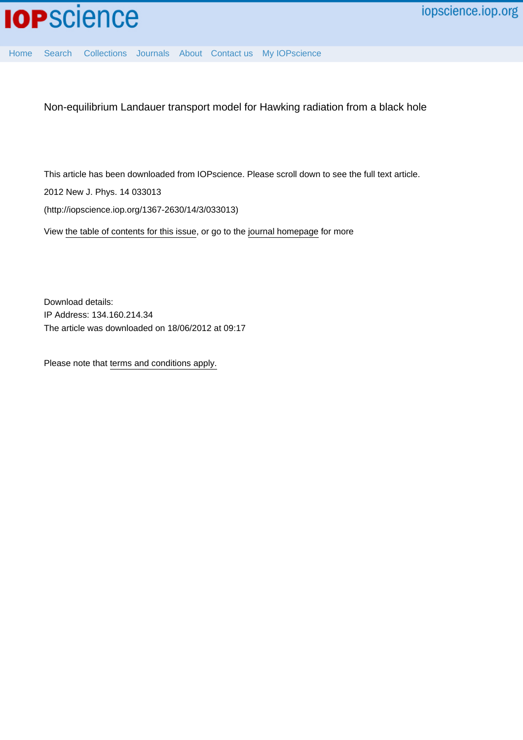Non-equilibrium Landauer transport model for Hawking radiation from a black hole

This article has been downloaded from IOPscience. Please scroll down to see the full text article.

2012 New J. Phys. 14 033013

(http://iopscience.iop.org/1367-2630/14/3/033013)

View the table of contents for this issue, or go to the journal homepage for more

Download details:

IP Address: 134.160.214.34

The article was downloaded on 18/06/2012 at 09:17

Please note that terms and conditions apply.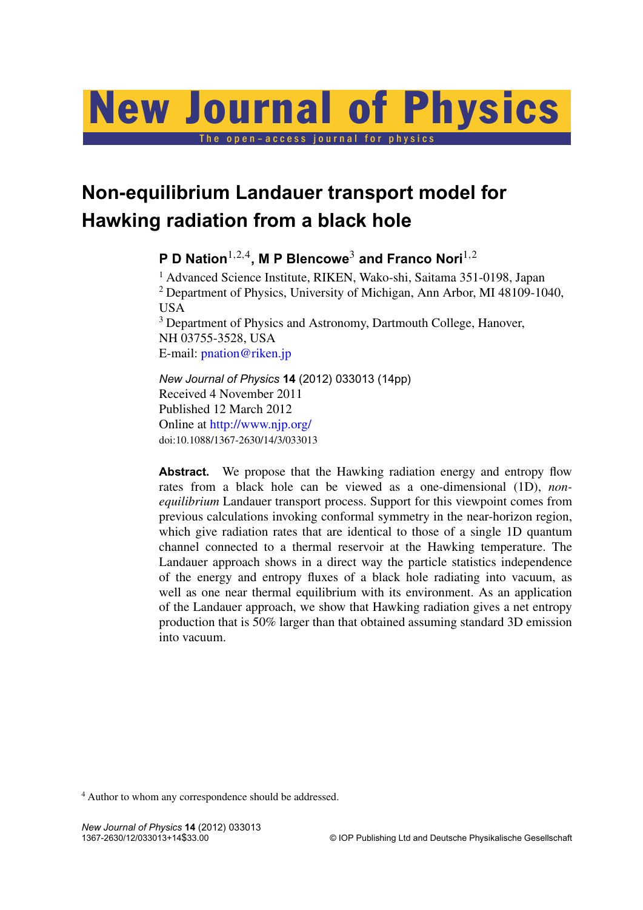# Non-equilibrium Landauer transport model for Hawking radiation from a black hole

**P D Nation**[1,2,4], **M P Blencowe**[3] **and Franco Nori**[1,2]

[1] Advanced Science Institute, RIKEN, Wako-shi, Saitama 351-0198, Japan
[2] Department of Physics, University of Michigan, Ann Arbor, MI 48109-1040, USA
[3] Department of Physics and Astronomy, Dartmouth College, Hanover, NH 03755-3528, USA
E-mail: pnation@riken.jp

*New Journal of Physics* **14** (2012) 033013 (14pp)
Received 4 November 2011
Published 12 March 2012
Online at http://www.njp.org/
doi:10.1088/1367-2630/14/3/033013

**Abstract.** We propose that the Hawking radiation energy and entropy flow rates from a black hole can be viewed as a one-dimensional (1D), *non-equilibrium* Landauer transport process. Support for this viewpoint comes from previous calculations invoking conformal symmetry in the near-horizon region, which give radiation rates that are identical to those of a single 1D quantum channel connected to a thermal reservoir at the Hawking temperature. The Landauer approach shows in a direct way the particle statistics independence of the energy and entropy fluxes of a black hole radiating into vacuum, as well as one near thermal equilibrium with its environment. As an application of the Landauer approach, we show that Hawking radiation gives a net entropy production that is 50% larger than that obtained assuming standard 3D emission into vacuum.

[4] Author to whom any correspondence should be addressed.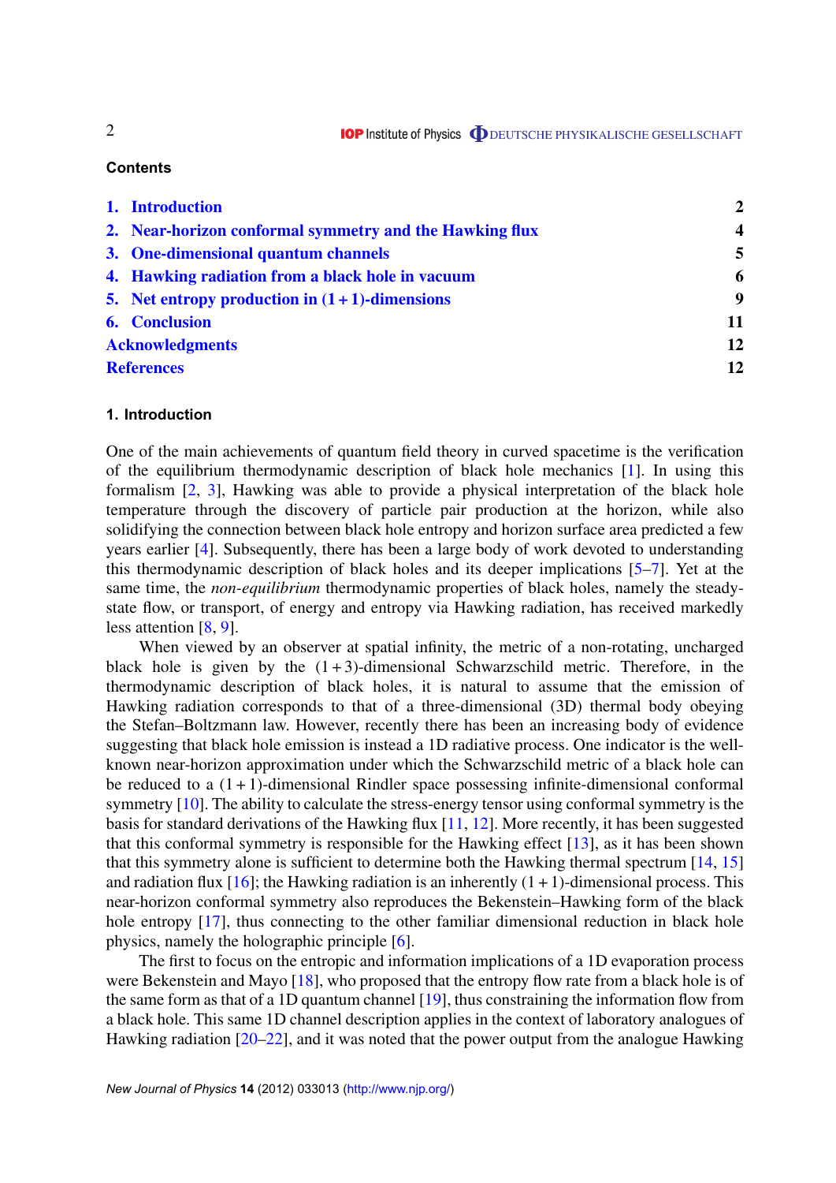## Contents

1. Introduction 2
2. Near-horizon conformal symmetry and the Hawking flux 4
3. One-dimensional quantum channels 5
4. Hawking radiation from a black hole in vacuum 6
5. Net entropy production in $(1+1)$-dimensions 9
6. Conclusion 11

Acknowledgments 12

References 12

## 1. Introduction

One of the main achievements of quantum field theory in curved spacetime is the verification of the equilibrium thermodynamic description of black hole mechanics [1]. In using this formalism [2, 3], Hawking was able to provide a physical interpretation of the black hole temperature through the discovery of particle pair production at the horizon, while also solidifying the connection between black hole entropy and horizon surface area predicted a few years earlier [4]. Subsequently, there has been a large body of work devoted to understanding this thermodynamic description of black holes and its deeper implications [5–7]. Yet at the same time, the *non-equilibrium* thermodynamic properties of black holes, namely the steady-state flow, or transport, of energy and entropy via Hawking radiation, has received markedly less attention [8, 9].

When viewed by an observer at spatial infinity, the metric of a non-rotating, uncharged black hole is given by the $(1+3)$-dimensional Schwarzschild metric. Therefore, in the thermodynamic description of black holes, it is natural to assume that the emission of Hawking radiation corresponds to that of a three-dimensional (3D) thermal body obeying the Stefan–Boltzmann law. However, recently there has been an increasing body of evidence suggesting that black hole emission is instead a 1D radiative process. One indicator is the well-known near-horizon approximation under which the Schwarzschild metric of a black hole can be reduced to a $(1+1)$-dimensional Rindler space possessing infinite-dimensional conformal symmetry [10]. The ability to calculate the stress-energy tensor using conformal symmetry is the basis for standard derivations of the Hawking flux [11, 12]. More recently, it has been suggested that this conformal symmetry is responsible for the Hawking effect [13], as it has been shown that this symmetry alone is sufficient to determine both the Hawking thermal spectrum [14, 15] and radiation flux [16]; the Hawking radiation is an inherently $(1+1)$-dimensional process. This near-horizon conformal symmetry also reproduces the Bekenstein–Hawking form of the black hole entropy [17], thus connecting to the other familiar dimensional reduction in black hole physics, namely the holographic principle [6].

The first to focus on the entropic and information implications of a 1D evaporation process were Bekenstein and Mayo [18], who proposed that the entropy flow rate from a black hole is of the same form as that of a 1D quantum channel [19], thus constraining the information flow from a black hole. This same 1D channel description applies in the context of laboratory analogues of Hawking radiation [20–22], and it was noted that the power output from the analogue Hawking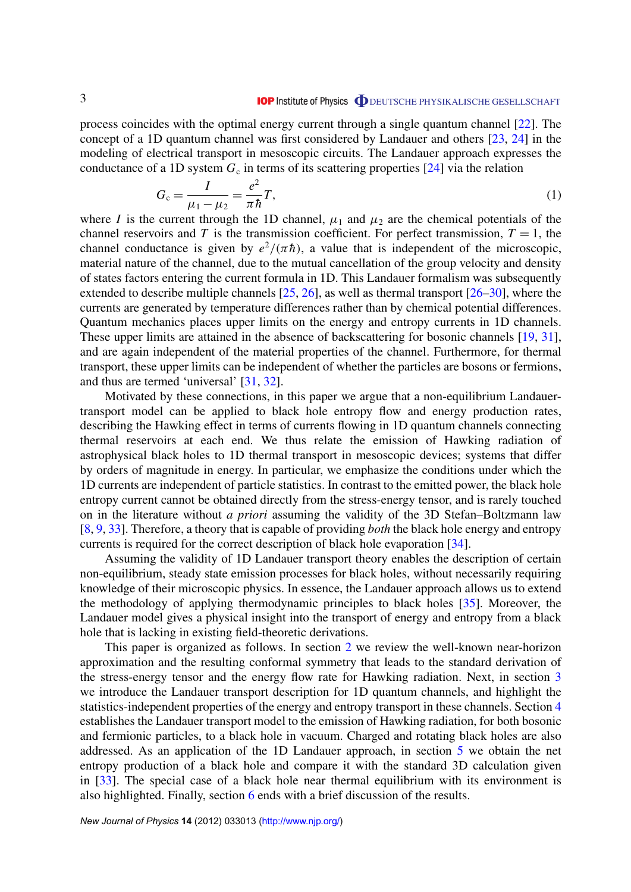process coincides with the optimal energy current through a single quantum channel [22]. The concept of a 1D quantum channel was first considered by Landauer and others [23, 24] in the modeling of electrical transport in mesoscopic circuits. The Landauer approach expresses the conductance of a 1D system $G_c$ in terms of its scattering properties [24] via the relation

$$G_c = \frac{I}{\mu_1 - \mu_2} = \frac{e^2}{\pi\hbar}T, \tag{1}$$

where $I$ is the current through the 1D channel, $\mu_1$ and $\mu_2$ are the chemical potentials of the channel reservoirs and $T$ is the transmission coefficient. For perfect transmission, $T = 1$, the channel conductance is given by $e^2/(\pi\hbar)$, a value that is independent of the microscopic, material nature of the channel, due to the mutual cancellation of the group velocity and density of states factors entering the current formula in 1D. This Landauer formalism was subsequently extended to describe multiple channels [25, 26], as well as thermal transport [26–30], where the currents are generated by temperature differences rather than by chemical potential differences. Quantum mechanics places upper limits on the energy and entropy currents in 1D channels. These upper limits are attained in the absence of backscattering for bosonic channels [19, 31], and are again independent of the material properties of the channel. Furthermore, for thermal transport, these upper limits can be independent of whether the particles are bosons or fermions, and thus are termed 'universal' [31, 32].

Motivated by these connections, in this paper we argue that a non-equilibrium Landauer-transport model can be applied to black hole entropy flow and energy production rates, describing the Hawking effect in terms of currents flowing in 1D quantum channels connecting thermal reservoirs at each end. We thus relate the emission of Hawking radiation of astrophysical black holes to 1D thermal transport in mesoscopic devices; systems that differ by orders of magnitude in energy. In particular, we emphasize the conditions under which the 1D currents are independent of particle statistics. In contrast to the emitted power, the black hole entropy current cannot be obtained directly from the stress-energy tensor, and is rarely touched on in the literature without *a priori* assuming the validity of the 3D Stefan–Boltzmann law [8, 9, 33]. Therefore, a theory that is capable of providing *both* the black hole energy and entropy currents is required for the correct description of black hole evaporation [34].

Assuming the validity of 1D Landauer transport theory enables the description of certain non-equilibrium, steady state emission processes for black holes, without necessarily requiring knowledge of their microscopic physics. In essence, the Landauer approach allows us to extend the methodology of applying thermodynamic principles to black holes [35]. Moreover, the Landauer model gives a physical insight into the transport of energy and entropy from a black hole that is lacking in existing field-theoretic derivations.

This paper is organized as follows. In section 2 we review the well-known near-horizon approximation and the resulting conformal symmetry that leads to the standard derivation of the stress-energy tensor and the energy flow rate for Hawking radiation. Next, in section 3 we introduce the Landauer transport description for 1D quantum channels, and highlight the statistics-independent properties of the energy and entropy transport in these channels. Section 4 establishes the Landauer transport model to the emission of Hawking radiation, for both bosonic and fermionic particles, to a black hole in vacuum. Charged and rotating black holes are also addressed. As an application of the 1D Landauer approach, in section 5 we obtain the net entropy production of a black hole and compare it with the standard 3D calculation given in [33]. The special case of a black hole near thermal equilibrium with its environment is also highlighted. Finally, section 6 ends with a brief discussion of the results.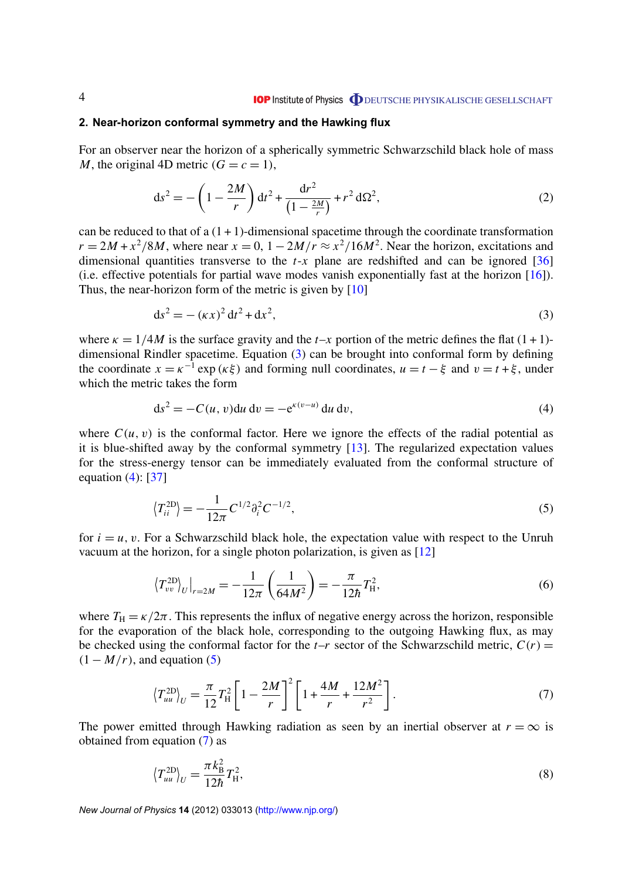## 2. Near-horizon conformal symmetry and the Hawking flux

For an observer near the horizon of a spherically symmetric Schwarzschild black hole of mass $M$, the original 4D metric ($G = c = 1$),

$$ds^2 = -\left(1 - \frac{2M}{r}\right) dt^2 + \frac{dr^2}{\left(1 - \frac{2M}{r}\right)} + r^2 \, d\Omega^2, \tag{2}$$

can be reduced to that of a $(1+1)$-dimensional spacetime through the coordinate transformation $r = 2M + x^2/8M$, where near $x = 0$, $1 - 2M/r \approx x^2/16M^2$. Near the horizon, excitations and dimensional quantities transverse to the $t$-$x$ plane are redshifted and can be ignored [36] (i.e. effective potentials for partial wave modes vanish exponentially fast at the horizon [16]). Thus, the near-horizon form of the metric is given by [10]

$$ds^2 = -(\kappa x)^2 \, dt^2 + dx^2, \tag{3}$$

where $\kappa = 1/4M$ is the surface gravity and the $t$–$x$ portion of the metric defines the flat $(1+1)$-dimensional Rindler spacetime. Equation (3) can be brought into conformal form by defining the coordinate $x = \kappa^{-1} \exp(\kappa \xi)$ and forming null coordinates, $u = t - \xi$ and $v = t + \xi$, under which the metric takes the form

$$ds^2 = -C(u, v) du \, dv = -e^{\kappa(v-u)} \, du \, dv, \tag{4}$$

where $C(u, v)$ is the conformal factor. Here we ignore the effects of the radial potential as it is blue-shifted away by the conformal symmetry [13]. The regularized expectation values for the stress-energy tensor can be immediately evaluated from the conformal structure of equation (4): [37]

$$\left\langle T_{ii}^{\mathrm{2D}} \right\rangle = -\frac{1}{12\pi} C^{1/2} \partial_i^2 C^{-1/2}, \tag{5}$$

for $i = u, v$. For a Schwarzschild black hole, the expectation value with respect to the Unruh vacuum at the horizon, for a single photon polarization, is given as [12]

$$\left\langle T_{vv}^{\mathrm{2D}} \right\rangle_U \Big|_{r=2M} = -\frac{1}{12\pi} \left( \frac{1}{64M^2} \right) = -\frac{\pi}{12\hbar} T_{\mathrm{H}}^2, \tag{6}$$

where $T_{\mathrm{H}} = \kappa/2\pi$. This represents the influx of negative energy across the horizon, responsible for the evaporation of the black hole, corresponding to the outgoing Hawking flux, as may be checked using the conformal factor for the $t$–$r$ sector of the Schwarzschild metric, $C(r) = (1 - M/r)$, and equation (5)

$$\left\langle T_{uu}^{\mathrm{2D}} \right\rangle_U = \frac{\pi}{12} T_{\mathrm{H}}^2 \left[ 1 - \frac{2M}{r} \right]^2 \left[ 1 + \frac{4M}{r} + \frac{12M^2}{r^2} \right]. \tag{7}$$

The power emitted through Hawking radiation as seen by an inertial observer at $r = \infty$ is obtained from equation (7) as

$$\left\langle T_{uu}^{\mathrm{2D}} \right\rangle_U = \frac{\pi k_{\mathrm{B}}^2}{12\hbar} T_{\mathrm{H}}^2, \tag{8}$$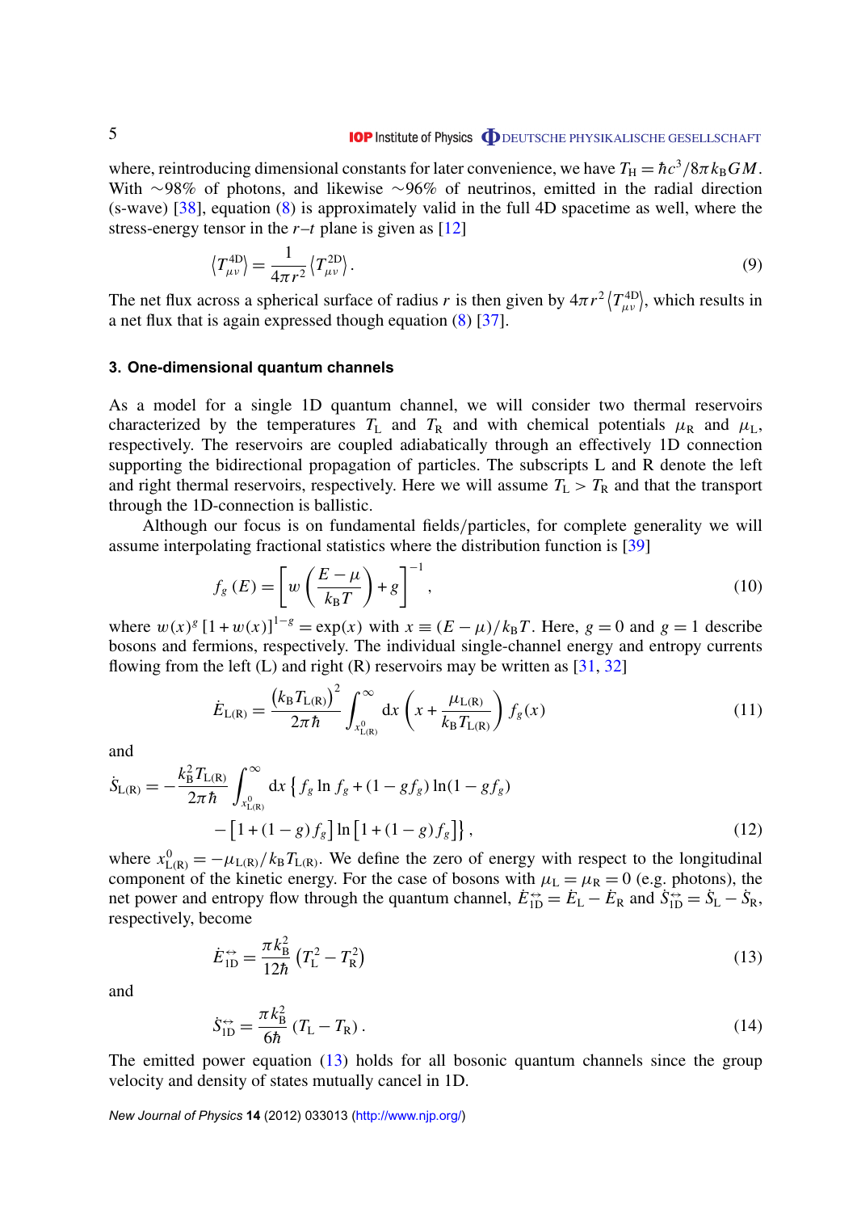where, reintroducing dimensional constants for later convenience, we have $T_{\rm H} = \hbar c^3/8\pi k_{\rm B} G M$. With ~98% of photons, and likewise ~96% of neutrinos, emitted in the radial direction (s-wave) [38], equation (8) is approximately valid in the full 4D spacetime as well, where the stress-energy tensor in the $r$–$t$ plane is given as [12]

$$\left\langle T_{\mu\nu}^{\rm 4D} \right\rangle = \frac{1}{4\pi r^2} \left\langle T_{\mu\nu}^{\rm 2D} \right\rangle . \tag{9}$$

The net flux across a spherical surface of radius $r$ is then given by $4\pi r^2 \left\langle T_{\mu\nu}^{\rm 4D} \right\rangle$, which results in a net flux that is again expressed though equation (8) [37].

### 3. One-dimensional quantum channels

As a model for a single 1D quantum channel, we will consider two thermal reservoirs characterized by the temperatures $T_{\rm L}$ and $T_{\rm R}$ and with chemical potentials $\mu_{\rm R}$ and $\mu_{\rm L}$, respectively. The reservoirs are coupled adiabatically through an effectively 1D connection supporting the bidirectional propagation of particles. The subscripts L and R denote the left and right thermal reservoirs, respectively. Here we will assume $T_{\rm L} > T_{\rm R}$ and that the transport through the 1D-connection is ballistic.

Although our focus is on fundamental fields/particles, for complete generality we will assume interpolating fractional statistics where the distribution function is [39]

$$f_g\left(E\right) = \left[ w\left( \frac{E-\mu}{k_{\rm B} T} \right) + g \right]^{-1} , \tag{10}$$

where $w(x)^g \left[1 + w(x)\right]^{1-g} = \exp(x)$ with $x \equiv (E-\mu)/k_{\rm B}T$. Here, $g = 0$ and $g = 1$ describe bosons and fermions, respectively. The individual single-channel energy and entropy currents flowing from the left (L) and right (R) reservoirs may be written as [31, 32]

$$\dot{E}_{\rm L(R)} = \frac{\left(k_{\rm B} T_{\rm L(R)}\right)^2}{2\pi\hbar} \int_{x^0_{\rm L(R)}}^{\infty} {\rm d}x \left( x + \frac{\mu_{\rm L(R)}}{k_{\rm B} T_{\rm L(R)}} \right) f_g(x) \tag{11}$$

and

$$\begin{aligned} \dot{S}_{\rm L(R)} = -\frac{k_{\rm B}^2 T_{\rm L(R)}}{2\pi\hbar} \int_{x^0_{\rm L(R)}}^{\infty} {\rm d}x \, \big\{ & f_g \ln f_g + (1 - g f_g) \ln(1 - g f_g) \\ & - \left[ 1 + (1-g) f_g \right] \ln\left[ 1 + (1-g) f_g \right] \big\} , \end{aligned} \tag{12}$$

where $x^0_{\rm L(R)} = -\mu_{\rm L(R)}/k_{\rm B} T_{\rm L(R)}$. We define the zero of energy with respect to the longitudinal component of the kinetic energy. For the case of bosons with $\mu_{\rm L} = \mu_{\rm R} = 0$ (e.g. photons), the net power and entropy flow through the quantum channel, $\dot{E}^{\leftrightarrow}_{\rm 1D} = \dot{E}_{\rm L} - \dot{E}_{\rm R}$ and $\dot{S}^{\leftrightarrow}_{\rm 1D} = \dot{S}_{\rm L} - \dot{S}_{\rm R}$, respectively, become

$$\dot{E}^{\leftrightarrow}_{\rm 1D} = \frac{\pi k_{\rm B}^2}{12\hbar} \left( T_{\rm L}^2 - T_{\rm R}^2 \right) \tag{13}$$

and

$$\dot{S}^{\leftrightarrow}_{\rm 1D} = \frac{\pi k_{\rm B}^2}{6\hbar} \left( T_{\rm L} - T_{\rm R} \right) . \tag{14}$$

The emitted power equation (13) holds for all bosonic quantum channels since the group velocity and density of states mutually cancel in 1D.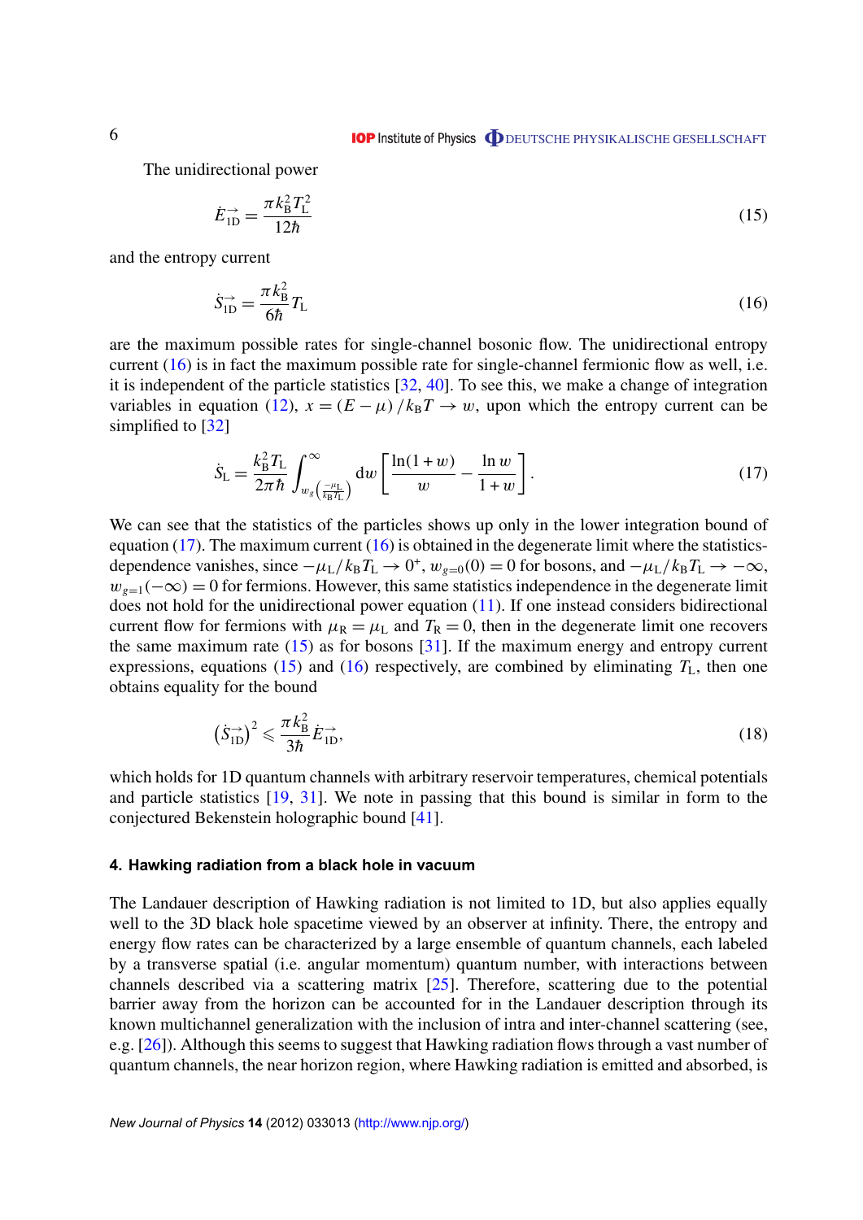The unidirectional power

$$\dot{E}_{\rm 1D}^{\rightarrow} = \frac{\pi k_{\rm B}^2 T_{\rm L}^2}{12\hbar} \tag{15}$$

and the entropy current

$$\dot{S}_{\rm 1D}^{\rightarrow} = \frac{\pi k_{\rm B}^2}{6\hbar} T_{\rm L} \tag{16}$$

are the maximum possible rates for single-channel bosonic flow. The unidirectional entropy current (16) is in fact the maximum possible rate for single-channel fermionic flow as well, i.e. it is independent of the particle statistics [32, 40]. To see this, we make a change of integration variables in equation (12), $x = (E - \mu)/k_{\rm B}T \rightarrow w$, upon which the entropy current can be simplified to [32]

$$\dot{S}_{\rm L} = \frac{k_{\rm B}^2 T_{\rm L}}{2\pi\hbar} \int_{w_g\left(\frac{-\mu_{\rm L}}{k_{\rm B}T_{\rm L}}\right)}^{\infty} {\rm d}w \left[\frac{\ln(1+w)}{w} - \frac{\ln w}{1+w}\right]. \tag{17}$$

We can see that the statistics of the particles shows up only in the lower integration bound of equation (17). The maximum current (16) is obtained in the degenerate limit where the statistics-dependence vanishes, since $-\mu_{\rm L}/k_{\rm B}T_{\rm L} \rightarrow 0^+$, $w_{g=0}(0) = 0$ for bosons, and $-\mu_{\rm L}/k_{\rm B}T_{\rm L} \rightarrow -\infty$, $w_{g=1}(-\infty) = 0$ for fermions. However, this same statistics independence in the degenerate limit does not hold for the unidirectional power equation (11). If one instead considers bidirectional current flow for fermions with $\mu_{\rm R} = \mu_{\rm L}$ and $T_{\rm R} = 0$, then in the degenerate limit one recovers the same maximum rate (15) as for bosons [31]. If the maximum energy and entropy current expressions, equations (15) and (16) respectively, are combined by eliminating $T_{\rm L}$, then one obtains equality for the bound

$$\left(\dot{S}_{\rm 1D}^{\rightarrow}\right)^2 \leqslant \frac{\pi k_{\rm B}^2}{3\hbar} \dot{E}_{\rm 1D}^{\rightarrow}, \tag{18}$$

which holds for 1D quantum channels with arbitrary reservoir temperatures, chemical potentials and particle statistics [19, 31]. We note in passing that this bound is similar in form to the conjectured Bekenstein holographic bound [41].

## 4. Hawking radiation from a black hole in vacuum

The Landauer description of Hawking radiation is not limited to 1D, but also applies equally well to the 3D black hole spacetime viewed by an observer at infinity. There, the entropy and energy flow rates can be characterized by a large ensemble of quantum channels, each labeled by a transverse spatial (i.e. angular momentum) quantum number, with interactions between channels described via a scattering matrix [25]. Therefore, scattering due to the potential barrier away from the horizon can be accounted for in the Landauer description through its known multichannel generalization with the inclusion of intra and inter-channel scattering (see, e.g. [26]). Although this seems to suggest that Hawking radiation flows through a vast number of quantum channels, the near horizon region, where Hawking radiation is emitted and absorbed, is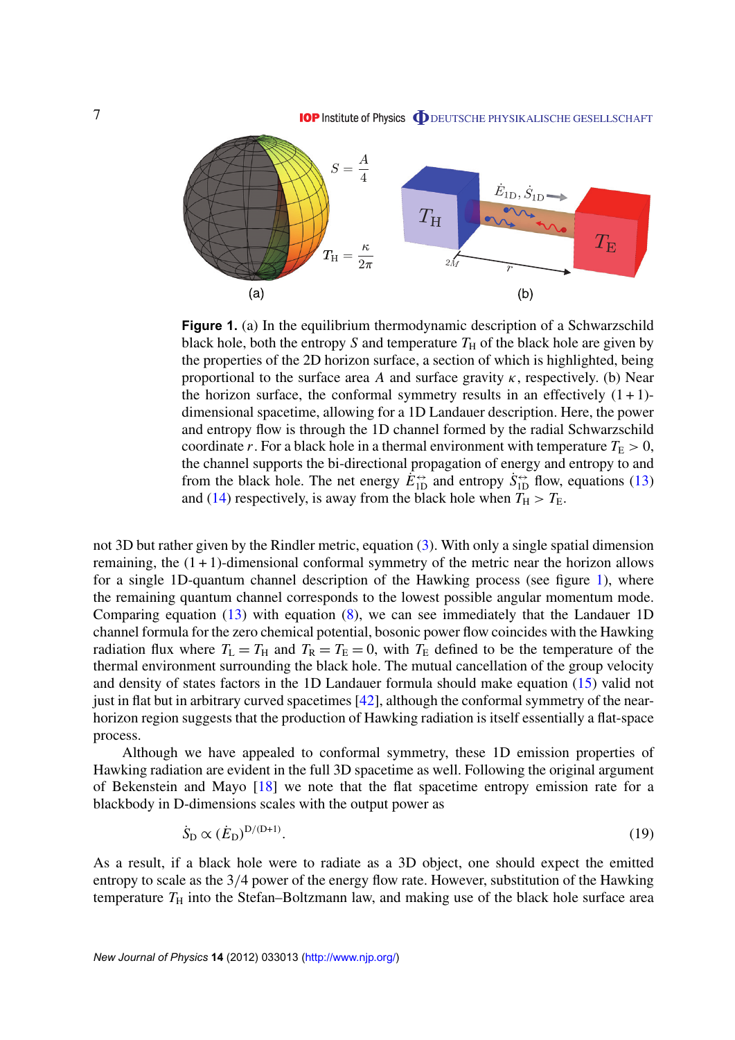**Figure 1.** (a) In the equilibrium thermodynamic description of a Schwarzschild black hole, both the entropy $S$ and temperature $T_{\mathrm{H}}$ of the black hole are given by the properties of the 2D horizon surface, a section of which is highlighted, being proportional to the surface area $A$ and surface gravity $\kappa$, respectively. (b) Near the horizon surface, the conformal symmetry results in an effectively $(1+1)$-dimensional spacetime, allowing for a 1D Landauer description. Here, the power and entropy flow is through the 1D channel formed by the radial Schwarzschild coordinate $r$. For a black hole in a thermal environment with temperature $T_{\mathrm{E}} > 0$, the channel supports the bi-directional propagation of energy and entropy to and from the black hole. The net energy $\dot{E}_{\mathrm{1D}}^{\leftrightarrow}$ and entropy $\dot{S}_{\mathrm{1D}}^{\leftrightarrow}$ flow, equations (13) and (14) respectively, is away from the black hole when $T_{\mathrm{H}} > T_{\mathrm{E}}$.

not 3D but rather given by the Rindler metric, equation (3). With only a single spatial dimension remaining, the $(1+1)$-dimensional conformal symmetry of the metric near the horizon allows for a single 1D-quantum channel description of the Hawking process (see figure 1), where the remaining quantum channel corresponds to the lowest possible angular momentum mode. Comparing equation (13) with equation (8), we can see immediately that the Landauer 1D channel formula for the zero chemical potential, bosonic power flow coincides with the Hawking radiation flux where $T_{\mathrm{L}} = T_{\mathrm{H}}$ and $T_{\mathrm{R}} = T_{\mathrm{E}} = 0$, with $T_{\mathrm{E}}$ defined to be the temperature of the thermal environment surrounding the black hole. The mutual cancellation of the group velocity and density of states factors in the 1D Landauer formula should make equation (15) valid not just in flat but in arbitrary curved spacetimes [42], although the conformal symmetry of the near-horizon region suggests that the production of Hawking radiation is itself essentially a flat-space process.

Although we have appealed to conformal symmetry, these 1D emission properties of Hawking radiation are evident in the full 3D spacetime as well. Following the original argument of Bekenstein and Mayo [18] we note that the flat spacetime entropy emission rate for a blackbody in D-dimensions scales with the output power as

$$\dot{S}_{\mathrm{D}} \propto (\dot{E}_{\mathrm{D}})^{\mathrm{D}/(\mathrm{D}+1)}. \tag{19}$$

As a result, if a black hole were to radiate as a 3D object, one should expect the emitted entropy to scale as the 3/4 power of the energy flow rate. However, substitution of the Hawking temperature $T_{\mathrm{H}}$ into the Stefan–Boltzmann law, and making use of the black hole surface area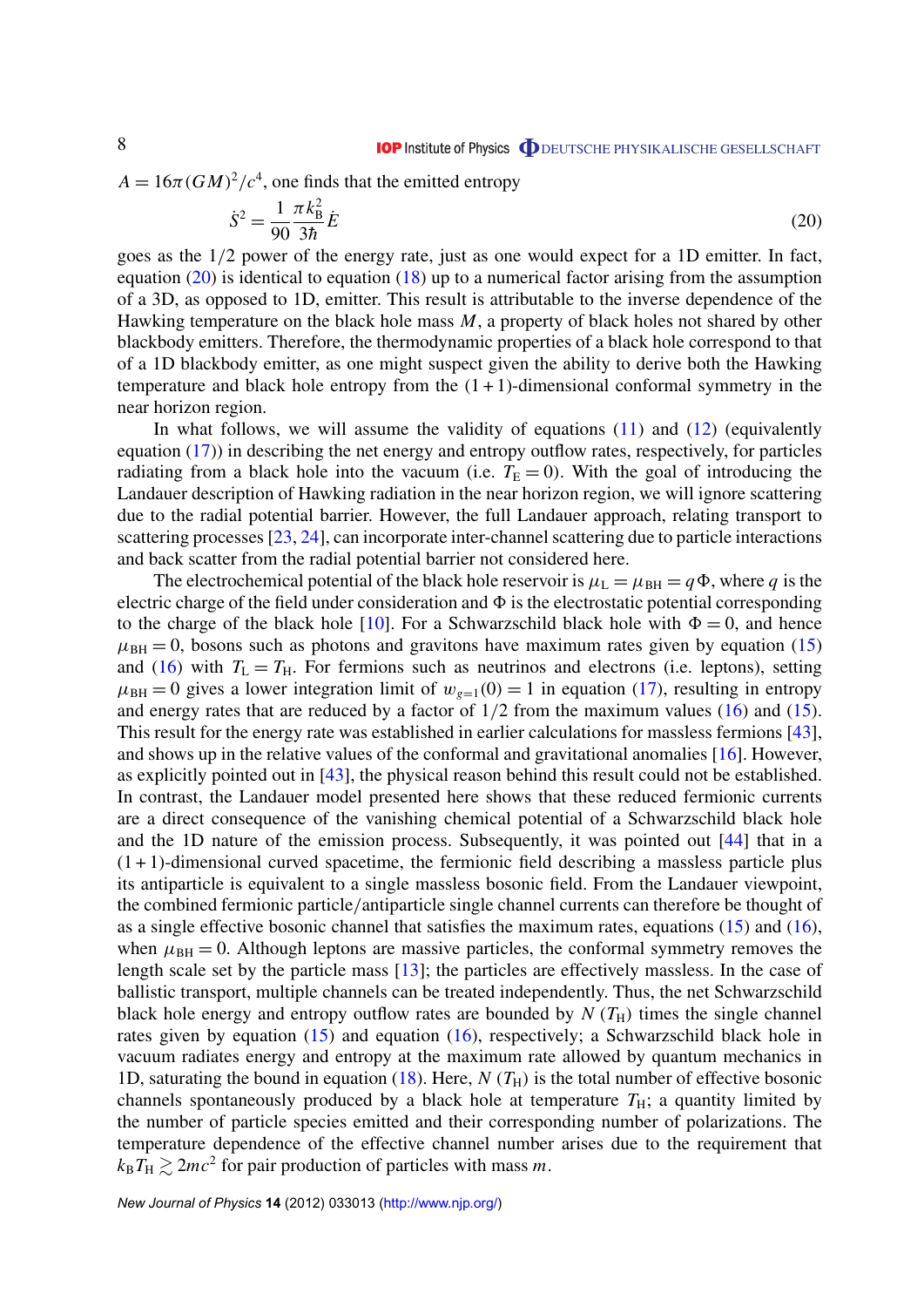$A = 16\pi(GM)^2/c^4$, one finds that the emitted entropy

$$\dot{S}^2 = \frac{1}{90}\frac{\pi k_B^2}{3\hbar}\dot{E} \tag{20}$$

goes as the 1/2 power of the energy rate, just as one would expect for a 1D emitter. In fact, equation (20) is identical to equation (18) up to a numerical factor arising from the assumption of a 3D, as opposed to 1D, emitter. This result is attributable to the inverse dependence of the Hawking temperature on the black hole mass $M$, a property of black holes not shared by other blackbody emitters. Therefore, the thermodynamic properties of a black hole correspond to that of a 1D blackbody emitter, as one might suspect given the ability to derive both the Hawking temperature and black hole entropy from the $(1+1)$-dimensional conformal symmetry in the near horizon region.

In what follows, we will assume the validity of equations (11) and (12) (equivalently equation (17)) in describing the net energy and entropy outflow rates, respectively, for particles radiating from a black hole into the vacuum (i.e. $T_E = 0$). With the goal of introducing the Landauer description of Hawking radiation in the near horizon region, we will ignore scattering due to the radial potential barrier. However, the full Landauer approach, relating transport to scattering processes [23, 24], can incorporate inter-channel scattering due to particle interactions and back scatter from the radial potential barrier not considered here.

The electrochemical potential of the black hole reservoir is $\mu_L = \mu_{BH} = q\Phi$, where $q$ is the electric charge of the field under consideration and $\Phi$ is the electrostatic potential corresponding to the charge of the black hole [10]. For a Schwarzschild black hole with $\Phi = 0$, and hence $\mu_{BH} = 0$, bosons such as photons and gravitons have maximum rates given by equation (15) and (16) with $T_L = T_H$. For fermions such as neutrinos and electrons (i.e. leptons), setting $\mu_{BH} = 0$ gives a lower integration limit of $w_{g=1}(0) = 1$ in equation (17), resulting in entropy and energy rates that are reduced by a factor of 1/2 from the maximum values (16) and (15). This result for the energy rate was established in earlier calculations for massless fermions [43], and shows up in the relative values of the conformal and gravitational anomalies [16]. However, as explicitly pointed out in [43], the physical reason behind this result could not be established. In contrast, the Landauer model presented here shows that these reduced fermionic currents are a direct consequence of the vanishing chemical potential of a Schwarzschild black hole and the 1D nature of the emission process. Subsequently, it was pointed out [44] that in a $(1+1)$-dimensional curved spacetime, the fermionic field describing a massless particle plus its antiparticle is equivalent to a single massless bosonic field. From the Landauer viewpoint, the combined fermionic particle/antiparticle single channel currents can therefore be thought of as a single effective bosonic channel that satisfies the maximum rates, equations (15) and (16), when $\mu_{BH} = 0$. Although leptons are massive particles, the conformal symmetry removes the length scale set by the particle mass [13]; the particles are effectively massless. In the case of ballistic transport, multiple channels can be treated independently. Thus, the net Schwarzschild black hole energy and entropy outflow rates are bounded by $N$ $(T_H)$ times the single channel rates given by equation (15) and equation (16), respectively; a Schwarzschild black hole in vacuum radiates energy and entropy at the maximum rate allowed by quantum mechanics in 1D, saturating the bound in equation (18). Here, $N$ $(T_H)$ is the total number of effective bosonic channels spontaneously produced by a black hole at temperature $T_H$; a quantity limited by the number of particle species emitted and their corresponding number of polarizations. The temperature dependence of the effective channel number arises due to the requirement that $k_B T_H \gtrsim 2mc^2$ for pair production of particles with mass $m$.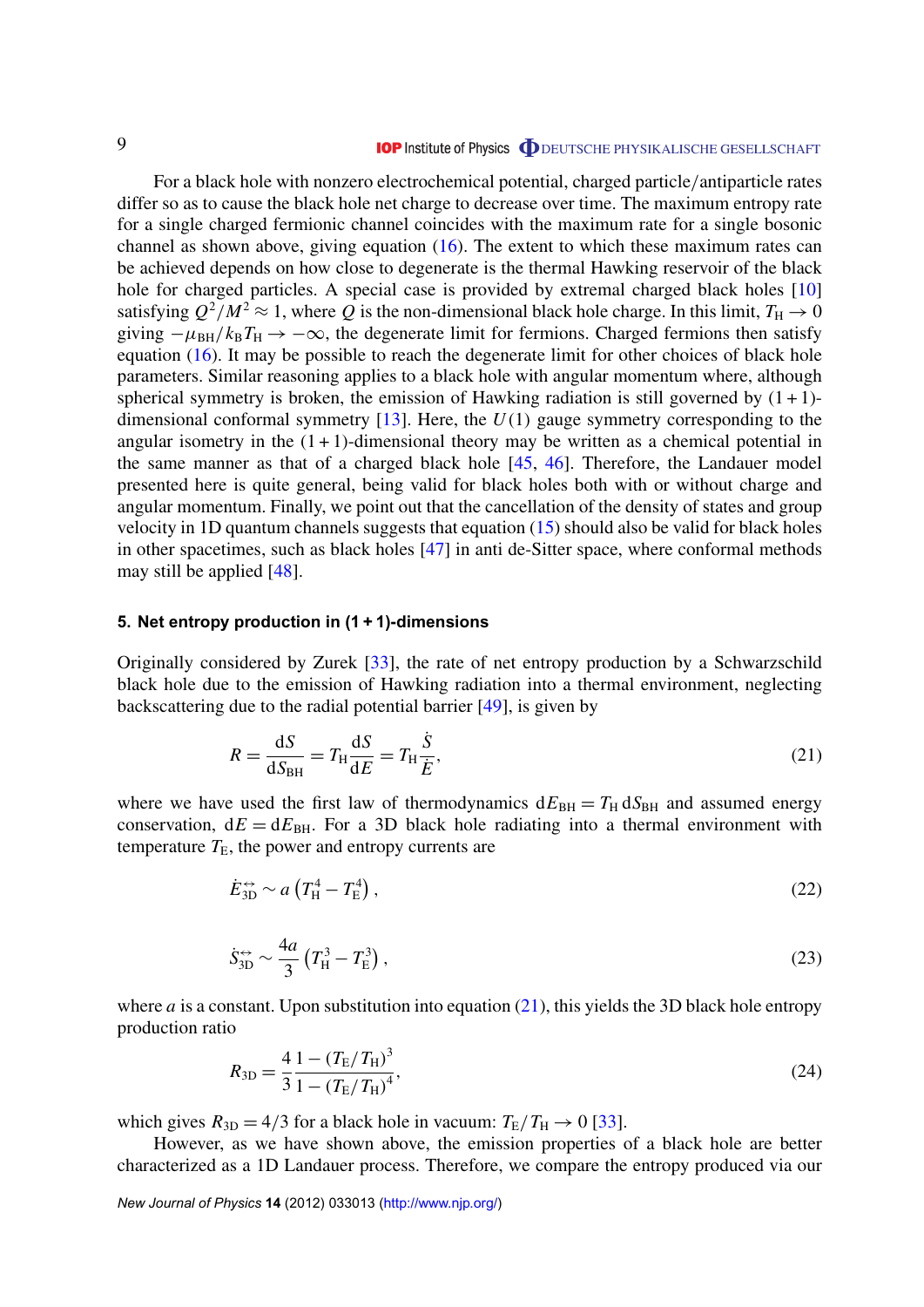For a black hole with nonzero electrochemical potential, charged particle/antiparticle rates differ so as to cause the black hole net charge to decrease over time. The maximum entropy rate for a single charged fermionic channel coincides with the maximum rate for a single bosonic channel as shown above, giving equation (16). The extent to which these maximum rates can be achieved depends on how close to degenerate is the thermal Hawking reservoir of the black hole for charged particles. A special case is provided by extremal charged black holes [10] satisfying $Q^2/M^2 \approx 1$, where $Q$ is the non-dimensional black hole charge. In this limit, $T_{\mathrm{H}} \to 0$ giving $-\mu_{\mathrm{BH}}/k_{\mathrm{B}}T_{\mathrm{H}} \to -\infty$, the degenerate limit for fermions. Charged fermions then satisfy equation (16). It may be possible to reach the degenerate limit for other choices of black hole parameters. Similar reasoning applies to a black hole with angular momentum where, although spherical symmetry is broken, the emission of Hawking radiation is still governed by $(1+1)$-dimensional conformal symmetry [13]. Here, the $U(1)$ gauge symmetry corresponding to the angular isometry in the $(1+1)$-dimensional theory may be written as a chemical potential in the same manner as that of a charged black hole [45, 46]. Therefore, the Landauer model presented here is quite general, being valid for black holes both with or without charge and angular momentum. Finally, we point out that the cancellation of the density of states and group velocity in 1D quantum channels suggests that equation (15) should also be valid for black holes in other spacetimes, such as black holes [47] in anti de-Sitter space, where conformal methods may still be applied [48].

## 5. Net entropy production in (1 + 1)-dimensions

Originally considered by Zurek [33], the rate of net entropy production by a Schwarzschild black hole due to the emission of Hawking radiation into a thermal environment, neglecting backscattering due to the radial potential barrier [49], is given by

$$R = \frac{\mathrm{d}S}{\mathrm{d}S_{\mathrm{BH}}} = T_{\mathrm{H}}\frac{\mathrm{d}S}{\mathrm{d}E} = T_{\mathrm{H}}\frac{\dot{S}}{\dot{E}}, \tag{21}$$

where we have used the first law of thermodynamics $\mathrm{d}E_{\mathrm{BH}} = T_{\mathrm{H}}\,\mathrm{d}S_{\mathrm{BH}}$ and assumed energy conservation, $\mathrm{d}E = \mathrm{d}E_{\mathrm{BH}}$. For a 3D black hole radiating into a thermal environment with temperature $T_{\mathrm{E}}$, the power and entropy currents are

$$\dot{E}_{3\mathrm{D}}^{\leftrightarrow} \sim a\left(T_{\mathrm{H}}^4 - T_{\mathrm{E}}^4\right), \tag{22}$$

$$\dot{S}_{3\mathrm{D}}^{\leftrightarrow} \sim \frac{4a}{3}\left(T_{\mathrm{H}}^3 - T_{\mathrm{E}}^3\right), \tag{23}$$

where $a$ is a constant. Upon substitution into equation (21), this yields the 3D black hole entropy production ratio

$$R_{3\mathrm{D}} = \frac{4}{3}\frac{1-(T_{\mathrm{E}}/T_{\mathrm{H}})^3}{1-(T_{\mathrm{E}}/T_{\mathrm{H}})^4}, \tag{24}$$

which gives $R_{3\mathrm{D}} = 4/3$ for a black hole in vacuum: $T_{\mathrm{E}}/T_{\mathrm{H}} \to 0$ [33].

However, as we have shown above, the emission properties of a black hole are better characterized as a 1D Landauer process. Therefore, we compare the entropy produced via our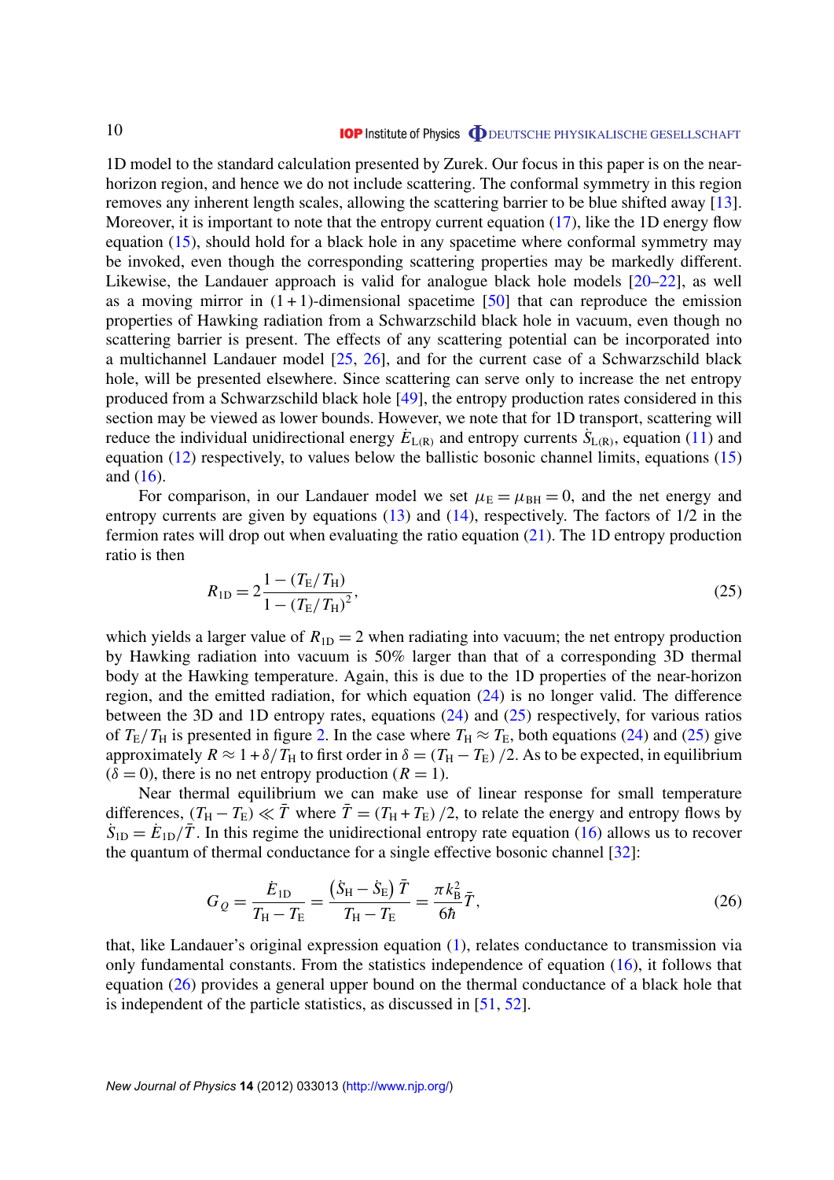1D model to the standard calculation presented by Zurek. Our focus in this paper is on the near-horizon region, and hence we do not include scattering. The conformal symmetry in this region removes any inherent length scales, allowing the scattering barrier to be blue shifted away [13]. Moreover, it is important to note that the entropy current equation (17), like the 1D energy flow equation (15), should hold for a black hole in any spacetime where conformal symmetry may be invoked, even though the corresponding scattering properties may be markedly different. Likewise, the Landauer approach is valid for analogue black hole models [20–22], as well as a moving mirror in $(1+1)$-dimensional spacetime [50] that can reproduce the emission properties of Hawking radiation from a Schwarzschild black hole in vacuum, even though no scattering barrier is present. The effects of any scattering potential can be incorporated into a multichannel Landauer model [25, 26], and for the current case of a Schwarzschild black hole, will be presented elsewhere. Since scattering can serve only to increase the net entropy produced from a Schwarzschild black hole [49], the entropy production rates considered in this section may be viewed as lower bounds. However, we note that for 1D transport, scattering will reduce the individual unidirectional energy $\dot{E}_{\mathrm{L(R)}}$ and entropy currents $\dot{S}_{\mathrm{L(R)}}$, equation (11) and equation (12) respectively, to values below the ballistic bosonic channel limits, equations (15) and (16).

For comparison, in our Landauer model we set $\mu_{\mathrm{E}} = \mu_{\mathrm{BH}} = 0$, and the net energy and entropy currents are given by equations (13) and (14), respectively. The factors of 1/2 in the fermion rates will drop out when evaluating the ratio equation (21). The 1D entropy production ratio is then

$$R_{\mathrm{1D}} = 2\frac{1-(T_{\mathrm{E}}/T_{\mathrm{H}})}{1-(T_{\mathrm{E}}/T_{\mathrm{H}})^2}, \tag{25}$$

which yields a larger value of $R_{\mathrm{1D}} = 2$ when radiating into vacuum; the net entropy production by Hawking radiation into vacuum is 50% larger than that of a corresponding 3D thermal body at the Hawking temperature. Again, this is due to the 1D properties of the near-horizon region, and the emitted radiation, for which equation (24) is no longer valid. The difference between the 3D and 1D entropy rates, equations (24) and (25) respectively, for various ratios of $T_{\mathrm{E}}/T_{\mathrm{H}}$ is presented in figure 2. In the case where $T_{\mathrm{H}} \approx T_{\mathrm{E}}$, both equations (24) and (25) give approximately $R \approx 1 + \delta/T_{\mathrm{H}}$ to first order in $\delta = (T_{\mathrm{H}} - T_{\mathrm{E}})/2$. As to be expected, in equilibrium ($\delta = 0$), there is no net entropy production ($R = 1$).

Near thermal equilibrium we can make use of linear response for small temperature differences, $(T_{\mathrm{H}} - T_{\mathrm{E}}) \ll \bar{T}$ where $\bar{T} = (T_{\mathrm{H}} + T_{\mathrm{E}})/2$, to relate the energy and entropy flows by $\dot{S}_{\mathrm{1D}} = \dot{E}_{\mathrm{1D}}/\bar{T}$. In this regime the unidirectional entropy rate equation (16) allows us to recover the quantum of thermal conductance for a single effective bosonic channel [32]:

$$G_Q = \frac{\dot{E}_{\mathrm{1D}}}{T_{\mathrm{H}} - T_{\mathrm{E}}} = \frac{\left(\dot{S}_{\mathrm{H}} - \dot{S}_{\mathrm{E}}\right)\bar{T}}{T_{\mathrm{H}} - T_{\mathrm{E}}} = \frac{\pi k_{\mathrm{B}}^2}{6\hbar}\bar{T}, \tag{26}$$

that, like Landauer's original expression equation (1), relates conductance to transmission via only fundamental constants. From the statistics independence of equation (16), it follows that equation (26) provides a general upper bound on the thermal conductance of a black hole that is independent of the particle statistics, as discussed in [51, 52].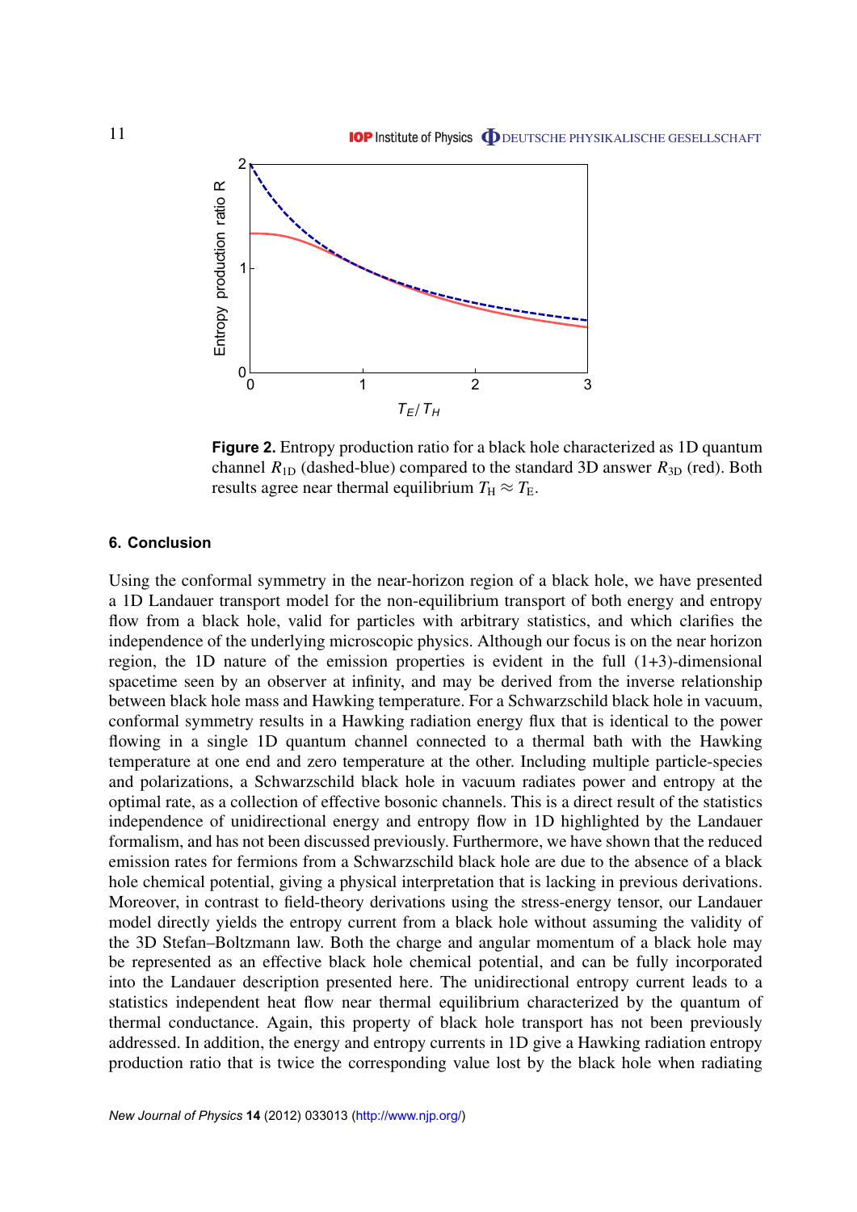**Figure 2.** Entropy production ratio for a black hole characterized as 1D quantum channel $R_{1D}$ (dashed-blue) compared to the standard 3D answer $R_{3D}$ (red). Both results agree near thermal equilibrium $T_H \approx T_E$.

## 6. Conclusion

Using the conformal symmetry in the near-horizon region of a black hole, we have presented a 1D Landauer transport model for the non-equilibrium transport of both energy and entropy flow from a black hole, valid for particles with arbitrary statistics, and which clarifies the independence of the underlying microscopic physics. Although our focus is on the near horizon region, the 1D nature of the emission properties is evident in the full (1+3)-dimensional spacetime seen by an observer at infinity, and may be derived from the inverse relationship between black hole mass and Hawking temperature. For a Schwarzschild black hole in vacuum, conformal symmetry results in a Hawking radiation energy flux that is identical to the power flowing in a single 1D quantum channel connected to a thermal bath with the Hawking temperature at one end and zero temperature at the other. Including multiple particle-species and polarizations, a Schwarzschild black hole in vacuum radiates power and entropy at the optimal rate, as a collection of effective bosonic channels. This is a direct result of the statistics independence of unidirectional energy and entropy flow in 1D highlighted by the Landauer formalism, and has not been discussed previously. Furthermore, we have shown that the reduced emission rates for fermions from a Schwarzschild black hole are due to the absence of a black hole chemical potential, giving a physical interpretation that is lacking in previous derivations. Moreover, in contrast to field-theory derivations using the stress-energy tensor, our Landauer model directly yields the entropy current from a black hole without assuming the validity of the 3D Stefan–Boltzmann law. Both the charge and angular momentum of a black hole may be represented as an effective black hole chemical potential, and can be fully incorporated into the Landauer description presented here. The unidirectional entropy current leads to a statistics independent heat flow near thermal equilibrium characterized by the quantum of thermal conductance. Again, this property of black hole transport has not been previously addressed. In addition, the energy and entropy currents in 1D give a Hawking radiation entropy production ratio that is twice the corresponding value lost by the black hole when radiating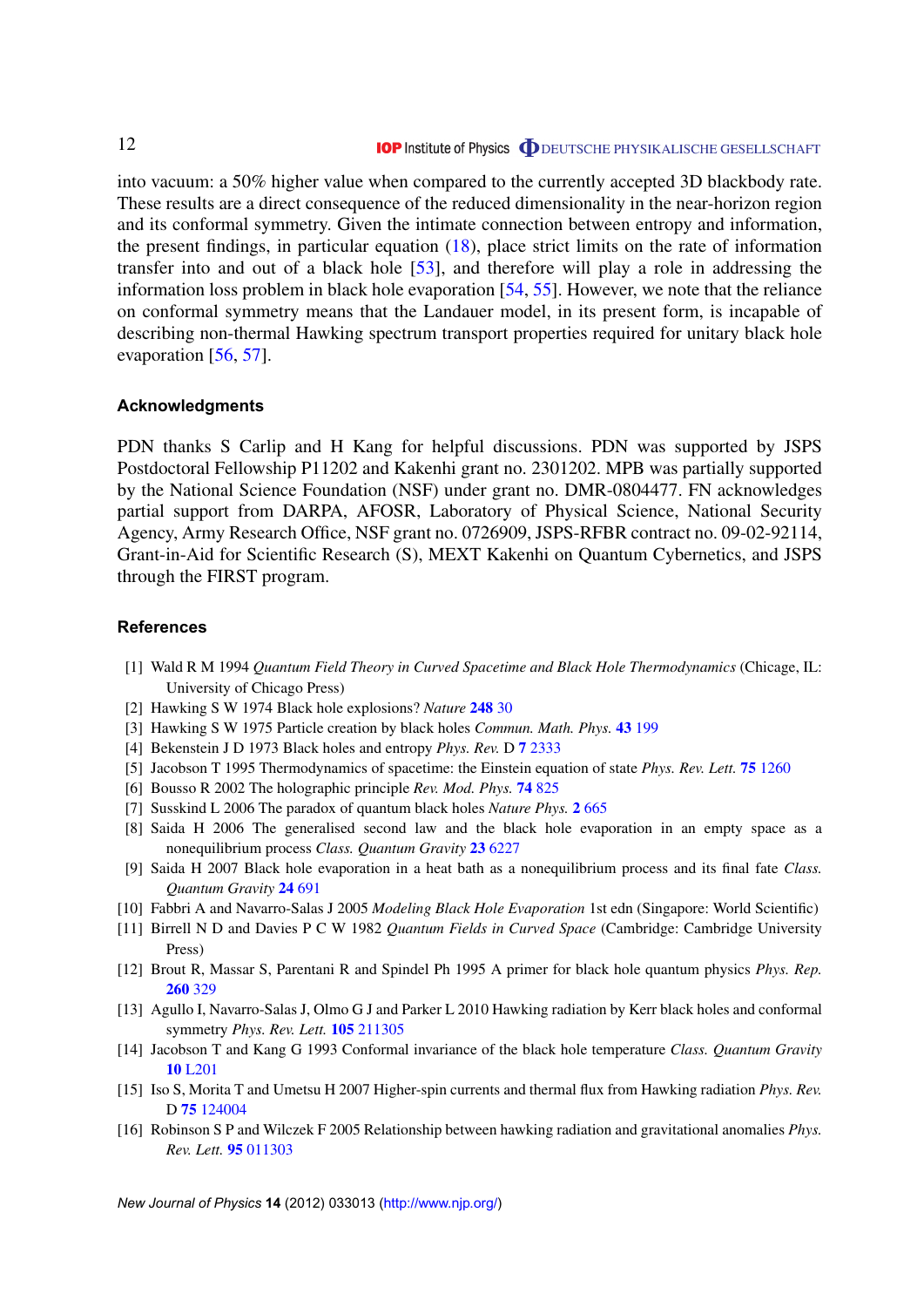into vacuum: a 50% higher value when compared to the currently accepted 3D blackbody rate. These results are a direct consequence of the reduced dimensionality in the near-horizon region and its conformal symmetry. Given the intimate connection between entropy and information, the present findings, in particular equation (18), place strict limits on the rate of information transfer into and out of a black hole [53], and therefore will play a role in addressing the information loss problem in black hole evaporation [54, 55]. However, we note that the reliance on conformal symmetry means that the Landauer model, in its present form, is incapable of describing non-thermal Hawking spectrum transport properties required for unitary black hole evaporation [56, 57].

## Acknowledgments

PDN thanks S Carlip and H Kang for helpful discussions. PDN was supported by JSPS Postdoctoral Fellowship P11202 and Kakenhi grant no. 2301202. MPB was partially supported by the National Science Foundation (NSF) under grant no. DMR-0804477. FN acknowledges partial support from DARPA, AFOSR, Laboratory of Physical Science, National Security Agency, Army Research Office, NSF grant no. 0726909, JSPS-RFBR contract no. 09-02-92114, Grant-in-Aid for Scientific Research (S), MEXT Kakenhi on Quantum Cybernetics, and JSPS through the FIRST program.

## References

[1] Wald R M 1994 *Quantum Field Theory in Curved Spacetime and Black Hole Thermodynamics* (Chicage, IL: University of Chicago Press)

[2] Hawking S W 1974 Black hole explosions? *Nature* **248** 30

[3] Hawking S W 1975 Particle creation by black holes *Commun. Math. Phys.* **43** 199

[4] Bekenstein J D 1973 Black holes and entropy *Phys. Rev.* D **7** 2333

[5] Jacobson T 1995 Thermodynamics of spacetime: the Einstein equation of state *Phys. Rev. Lett.* **75** 1260

[6] Bousso R 2002 The holographic principle *Rev. Mod. Phys.* **74** 825

[7] Susskind L 2006 The paradox of quantum black holes *Nature Phys.* **2** 665

[8] Saida H 2006 The generalised second law and the black hole evaporation in an empty space as a nonequilibrium process *Class. Quantum Gravity* **23** 6227

[9] Saida H 2007 Black hole evaporation in a heat bath as a nonequilibrium process and its final fate *Class. Quantum Gravity* **24** 691

[10] Fabbri A and Navarro-Salas J 2005 *Modeling Black Hole Evaporation* 1st edn (Singapore: World Scientific)

[11] Birrell N D and Davies P C W 1982 *Quantum Fields in Curved Space* (Cambridge: Cambridge University Press)

[12] Brout R, Massar S, Parentani R and Spindel Ph 1995 A primer for black hole quantum physics *Phys. Rep.* **260** 329

[13] Agullo I, Navarro-Salas J, Olmo G J and Parker L 2010 Hawking radiation by Kerr black holes and conformal symmetry *Phys. Rev. Lett.* **105** 211305

[14] Jacobson T and Kang G 1993 Conformal invariance of the black hole temperature *Class. Quantum Gravity* **10** L201

[15] Iso S, Morita T and Umetsu H 2007 Higher-spin currents and thermal flux from Hawking radiation *Phys. Rev.* D **75** 124004

[16] Robinson S P and Wilczek F 2005 Relationship between hawking radiation and gravitational anomalies *Phys. Rev. Lett.* **95** 011303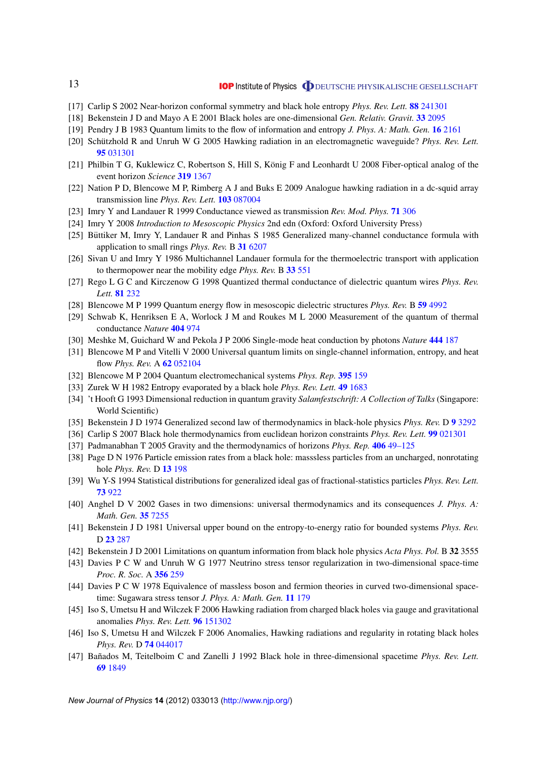[17] Carlip S 2002 Near-horizon conformal symmetry and black hole entropy *Phys. Rev. Lett.* **88** 241301

[18] Bekenstein J D and Mayo A E 2001 Black holes are one-dimensional *Gen. Relativ. Gravit.* **33** 2095

[19] Pendry J B 1983 Quantum limits to the flow of information and entropy *J. Phys. A: Math. Gen.* **16** 2161

[20] Schützhold R and Unruh W G 2005 Hawking radiation in an electromagnetic waveguide? *Phys. Rev. Lett.* **95** 031301

[21] Philbin T G, Kuklewicz C, Robertson S, Hill S, König F and Leonhardt U 2008 Fiber-optical analog of the event horizon *Science* **319** 1367

[22] Nation P D, Blencowe M P, Rimberg A J and Buks E 2009 Analogue hawking radiation in a dc-squid array transmission line *Phys. Rev. Lett.* **103** 087004

[23] Imry Y and Landauer R 1999 Conductance viewed as transmission *Rev. Mod. Phys.* **71** 306

[24] Imry Y 2008 *Introduction to Mesoscopic Physics* 2nd edn (Oxford: Oxford University Press)

[25] Büttiker M, Imry Y, Landauer R and Pinhas S 1985 Generalized many-channel conductance formula with application to small rings *Phys. Rev.* B **31** 6207

[26] Sivan U and Imry Y 1986 Multichannel Landauer formula for the thermoelectric transport with application to thermopower near the mobility edge *Phys. Rev.* B **33** 551

[27] Rego L G C and Kirczenow G 1998 Quantized thermal conductance of dielectric quantum wires *Phys. Rev. Lett.* **81** 232

[28] Blencowe M P 1999 Quantum energy flow in mesoscopic dielectric structures *Phys. Rev.* B **59** 4992

[29] Schwab K, Henriksen E A, Worlock J M and Roukes M L 2000 Measurement of the quantum of thermal conductance *Nature* **404** 974

[30] Meshke M, Guichard W and Pekola J P 2006 Single-mode heat conduction by photons *Nature* **444** 187

[31] Blencowe M P and Vitelli V 2000 Universal quantum limits on single-channel information, entropy, and heat flow *Phys. Rev.* A **62** 052104

[32] Blencowe M P 2004 Quantum electromechanical systems *Phys. Rep.* **395** 159

[33] Zurek W H 1982 Entropy evaporated by a black hole *Phys. Rev. Lett.* **49** 1683

[34] 't Hooft G 1993 Dimensional reduction in quantum gravity *Salamfestschrift: A Collection of Talks* (Singapore: World Scientific)

[35] Bekenstein J D 1974 Generalized second law of thermodynamics in black-hole physics *Phys. Rev.* D **9** 3292

[36] Carlip S 2007 Black hole thermodynamics from euclidean horizon constraints *Phys. Rev. Lett.* **99** 021301

[37] Padmanabhan T 2005 Gravity and the thermodynamics of horizons *Phys. Rep.* **406** 49–125

[38] Page D N 1976 Particle emission rates from a black hole: masssless particles from an uncharged, nonrotating hole *Phys. Rev.* D **13** 198

[39] Wu Y-S 1994 Statistical distributions for generalized ideal gas of fractional-statistics particles *Phys. Rev. Lett.* **73** 922

[40] Anghel D V 2002 Gases in two dimensions: universal thermodynamics and its consequences *J. Phys. A: Math. Gen.* **35** 7255

[41] Bekenstein J D 1981 Universal upper bound on the entropy-to-energy ratio for bounded systems *Phys. Rev.* D **23** 287

[42] Bekenstein J D 2001 Limitations on quantum information from black hole physics *Acta Phys. Pol.* B **32** 3555

[43] Davies P C W and Unruh W G 1977 Neutrino stress tensor regularization in two-dimensional space-time *Proc. R. Soc.* A **356** 259

[44] Davies P C W 1978 Equivalence of massless boson and fermion theories in curved two-dimensional space-time: Sugawara stress tensor *J. Phys. A: Math. Gen.* **11** 179

[45] Iso S, Umetsu H and Wilczek F 2006 Hawking radiation from charged black holes via gauge and gravitational anomalies *Phys. Rev. Lett.* **96** 151302

[46] Iso S, Umetsu H and Wilczek F 2006 Anomalies, Hawking radiations and regularity in rotating black holes *Phys. Rev.* D **74** 044017

[47] Bañados M, Teitelboim C and Zanelli J 1992 Black hole in three-dimensional spacetime *Phys. Rev. Lett.* **69** 1849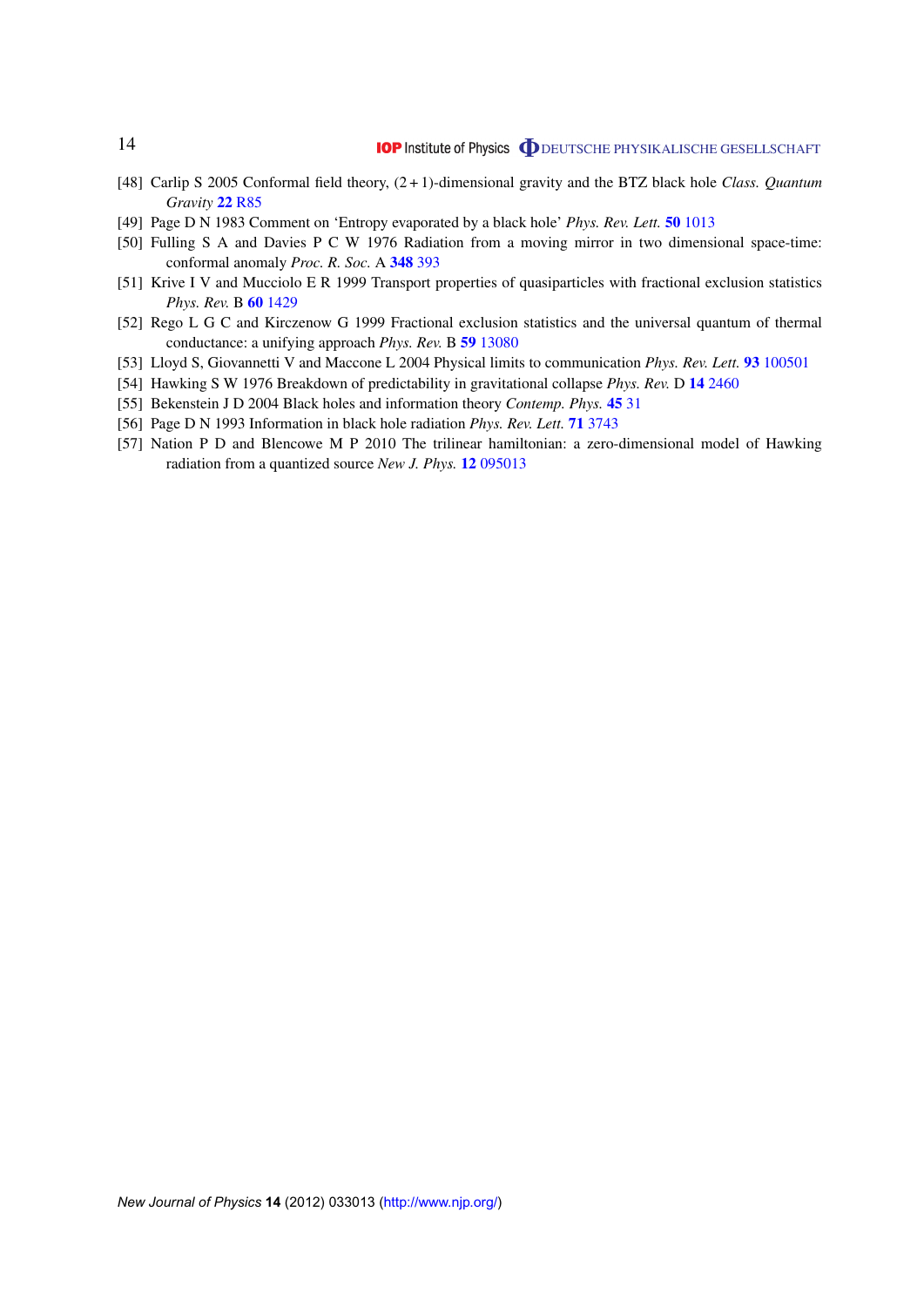[48] Carlip S 2005 Conformal field theory, (2 + 1)-dimensional gravity and the BTZ black hole *Class. Quantum Gravity* **22** R85

[49] Page D N 1983 Comment on 'Entropy evaporated by a black hole' *Phys. Rev. Lett.* **50** 1013

[50] Fulling S A and Davies P C W 1976 Radiation from a moving mirror in two dimensional space-time: conformal anomaly *Proc. R. Soc.* A **348** 393

[51] Krive I V and Mucciolo E R 1999 Transport properties of quasiparticles with fractional exclusion statistics *Phys. Rev.* B **60** 1429

[52] Rego L G C and Kirczenow G 1999 Fractional exclusion statistics and the universal quantum of thermal conductance: a unifying approach *Phys. Rev.* B **59** 13080

[53] Lloyd S, Giovannetti V and Maccone L 2004 Physical limits to communication *Phys. Rev. Lett.* **93** 100501

[54] Hawking S W 1976 Breakdown of predictability in gravitational collapse *Phys. Rev.* D **14** 2460

[55] Bekenstein J D 2004 Black holes and information theory *Contemp. Phys.* **45** 31

[56] Page D N 1993 Information in black hole radiation *Phys. Rev. Lett.* **71** 3743

[57] Nation P D and Blencowe M P 2010 The trilinear hamiltonian: a zero-dimensional model of Hawking radiation from a quantized source *New J. Phys.* **12** 095013